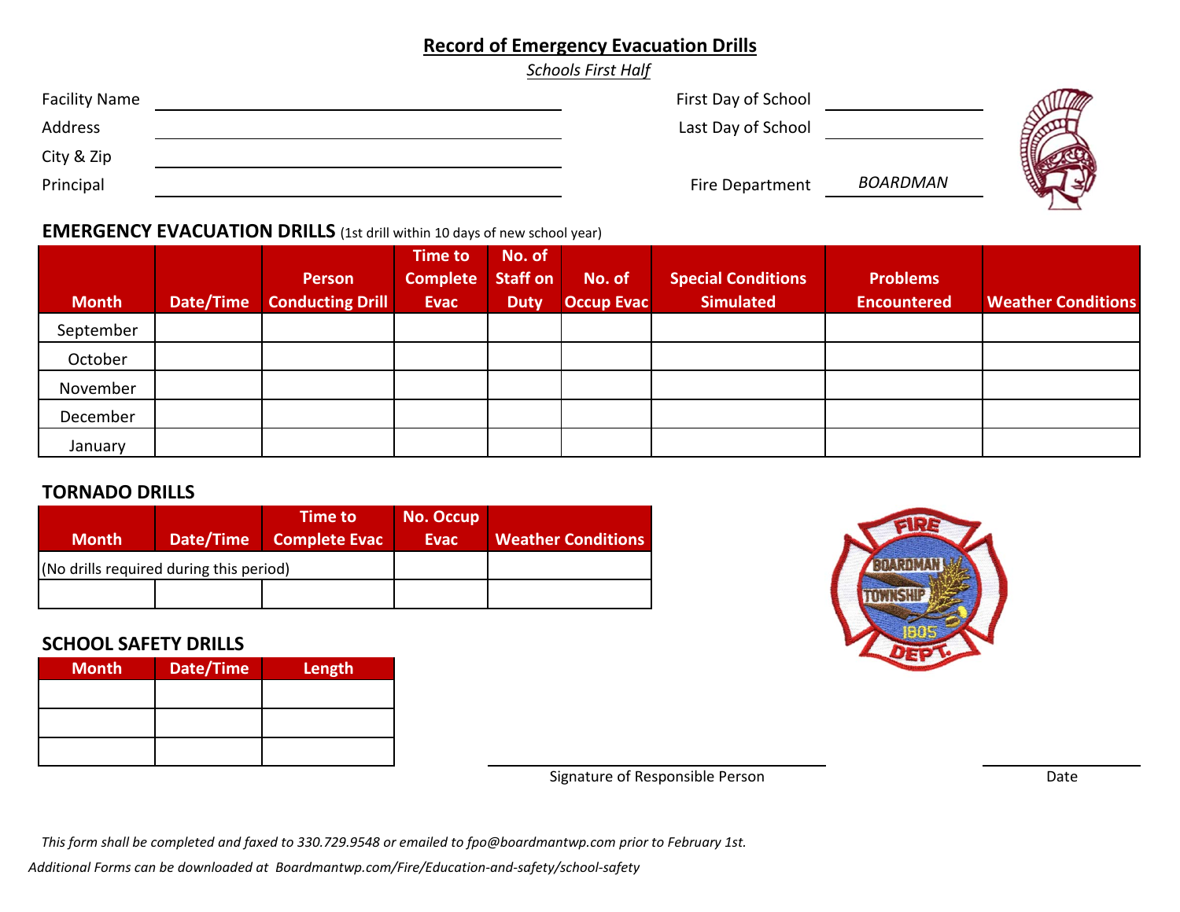# Record of Emergency Evacuation Drills

*Schools First Half*

Facility Name ______________________

Address ______________________

City & Zip ______________________

Principal ______________________

First Day of School ______________________

Last Day of School ______________________

Fire Department *BOARDMAN*

## EMERGENCY EVACUATION DRILLS (1st drill within 10 days of new school year)

| Month | Date/Time | Person Conducting Drill | Time to Complete Evac | No. of Staff on Duty | No. of Occup Evac | Special Conditions Simulated | Problems Encountered | Weather Conditions |
|---|---|---|---|---|---|---|---|---|
| September | | | | | | | | |
| October | | | | | | | | |
| November | | | | | | | | |
| December | | | | | | | | |
| January | | | | | | | | |

## TORNADO DRILLS

| Month | Date/Time | Time to Complete Evac | No. Occup Evac | Weather Conditions |
|---|---|---|---|---|
| (No drills required during this period) | | | | |
| | | | | |

## SCHOOL SAFETY DRILLS

| Month | Date/Time | Length |
|---|---|---|
| | | |
| | | |
| | | |

______________________ Signature of Responsible Person

______________________ Date

*This form shall be completed and faxed to 330.729.9548 or emailed to fpo@boardmantwp.com prior to February 1st.*

*Additional Forms can be downloaded at Boardmantwp.com/Fire/Education-and-safety/school-safety*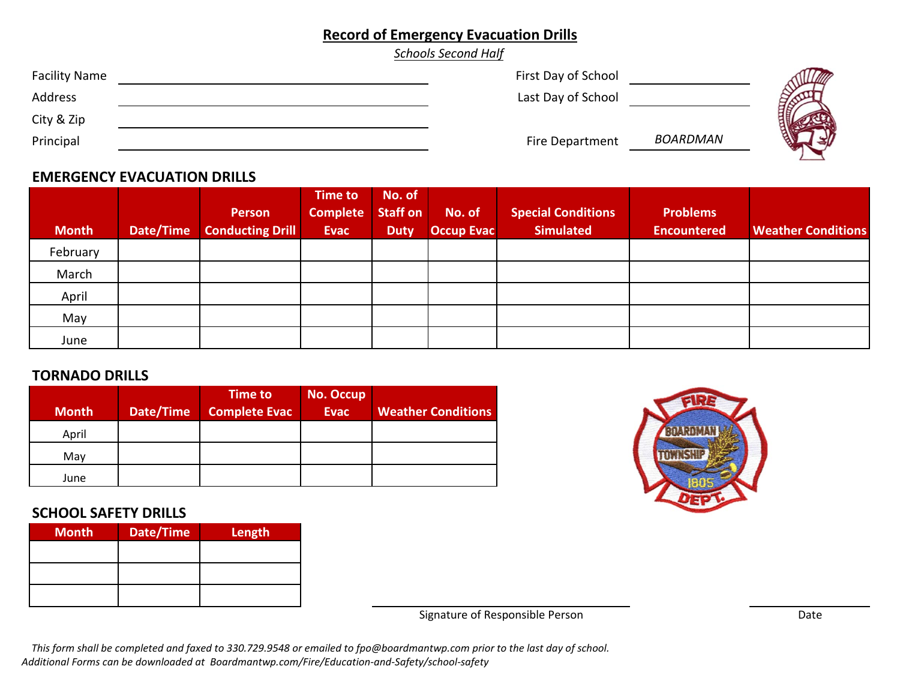# Record of Emergency Evacuation Drills

*Schools Second Half*

Facility Name ______________________

Address ______________________

City & Zip ______________________

Principal ______________________

First Day of School ______________________

Last Day of School ______________________

Fire Department *BOARDMAN*

## EMERGENCY EVACUATION DRILLS

| Month | Date/Time | Person Conducting Drill | Time to Complete Evac | No. of Staff on Duty | No. of Occup Evac | Special Conditions Simulated | Problems Encountered | Weather Conditions |
|---|---|---|---|---|---|---|---|---|
| February | | | | | | | | |
| March | | | | | | | | |
| April | | | | | | | | |
| May | | | | | | | | |
| June | | | | | | | | |

## TORNADO DRILLS

| Month | Date/Time | Time to Complete Evac | No. Occup Evac | Weather Conditions |
|---|---|---|---|---|
| April | | | | |
| May | | | | |
| June | | | | |

## SCHOOL SAFETY DRILLS

| Month | Date/Time | Length |
|---|---|---|
| | | |
| | | |
| | | |

______________________ Signature of Responsible Person

______________________ Date

*This form shall be completed and faxed to 330.729.9548 or emailed to fpo@boardmantwp.com prior to the last day of school.*
*Additional Forms can be downloaded at Boardmantwp.com/Fire/Education-and-Safety/school-safety*